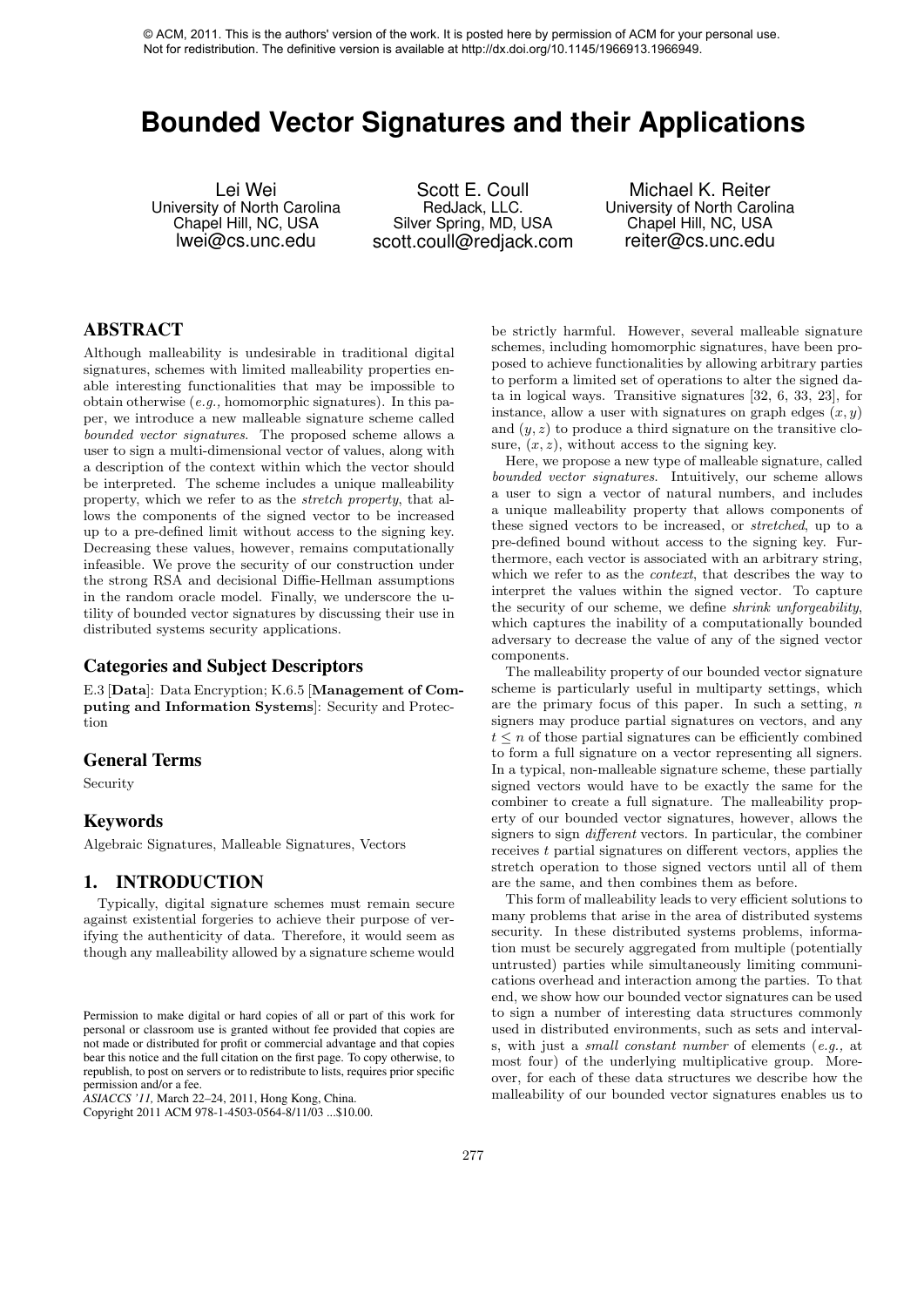© ACM, 2011. This is the authors' version of the work. It is posted here by permission of ACM for your personal use. Not for redistribution. The definitive version is available at http://dx.doi.org/10.1145/1966913.1966949.

# Bounded Vector Signatures and their Applications

Lei Wei
University of North Carolina
Chapel Hill, NC, USA
lwei@cs.unc.edu

Scott E. Coull
RedJack, LLC.
Silver Spring, MD, USA
scott.coull@redjack.com

Michael K. Reiter
University of North Carolina
Chapel Hill, NC, USA
reiter@cs.unc.edu

## ABSTRACT

Although malleability is undesirable in traditional digital signatures, schemes with limited malleability properties enable interesting functionalities that may be impossible to obtain otherwise (*e.g.,* homomorphic signatures). In this paper, we introduce a new malleable signature scheme called *bounded vector signatures*. The proposed scheme allows a user to sign a multi-dimensional vector of values, along with a description of the context within which the vector should be interpreted. The scheme includes a unique malleability property, which we refer to as the *stretch property*, that allows the components of the signed vector to be increased up to a pre-defined limit without access to the signing key. Decreasing these values, however, remains computationally infeasible. We prove the security of our construction under the strong RSA and decisional Diffie-Hellman assumptions in the random oracle model. Finally, we underscore the utility of bounded vector signatures by discussing their use in distributed systems security applications.

### Categories and Subject Descriptors

E.3 [**Data**]: Data Encryption; K.6.5 [**Management of Computing and Information Systems**]: Security and Protection

### General Terms

Security

### Keywords

Algebraic Signatures, Malleable Signatures, Vectors

## 1. INTRODUCTION

Typically, digital signature schemes must remain secure against existential forgeries to achieve their purpose of verifying the authenticity of data. Therefore, it would seem as though any malleability allowed by a signature scheme would be strictly harmful. However, several malleable signature schemes, including homomorphic signatures, have been proposed to achieve functionalities by allowing arbitrary parties to perform a limited set of operations to alter the signed data in logical ways. Transitive signatures [32, 6, 33, 23], for instance, allow a user with signatures on graph edges $(x, y)$ and $(y, z)$ to produce a third signature on the transitive closure, $(x, z)$, without access to the signing key.

Here, we propose a new type of malleable signature, called *bounded vector signatures*. Intuitively, our scheme allows a user to sign a vector of natural numbers, and includes a unique malleability property that allows components of these signed vectors to be increased, or *stretched*, up to a pre-defined bound without access to the signing key. Furthermore, each vector is associated with an arbitrary string, which we refer to as the *context*, that describes the way to interpret the values within the signed vector. To capture the security of our scheme, we define *shrink unforgeability*, which captures the inability of a computationally bounded adversary to decrease the value of any of the signed vector components.

The malleability property of our bounded vector signature scheme is particularly useful in multiparty settings, which are the primary focus of this paper. In such a setting, $n$ signers may produce partial signatures on vectors, and any $t \leq n$ of those partial signatures can be efficiently combined to form a full signature on a vector representing all signers. In a typical, non-malleable signature scheme, these partially signed vectors would have to be exactly the same for the combiner to create a full signature. The malleability property of our bounded vector signatures, however, allows the signers to sign *different* vectors. In particular, the combiner receives $t$ partial signatures on different vectors, applies the stretch operation to those signed vectors until all of them are the same, and then combines them as before.

This form of malleability leads to very efficient solutions to many problems that arise in the area of distributed systems security. In these distributed systems problems, information must be securely aggregated from multiple (potentially untrusted) parties while simultaneously limiting communications overhead and interaction among the parties. To that end, we show how our bounded vector signatures can be used to sign a number of interesting data structures commonly used in distributed environments, such as sets and intervals, with just a *small constant number* of elements (*e.g.,* at most four) of the underlying multiplicative group. Moreover, for each of these data structures we describe how the malleability of our bounded vector signatures enables us to

Permission to make digital or hard copies of all or part of this work for personal or classroom use is granted without fee provided that copies are not made or distributed for profit or commercial advantage and that copies bear this notice and the full citation on the first page. To copy otherwise, to republish, to post on servers or to redistribute to lists, requires prior specific permission and/or a fee.
*ASIACCS '11,* March 22–24, 2011, Hong Kong, China.
Copyright 2011 ACM 978-1-4503-0564-8/11/03 ...$10.00.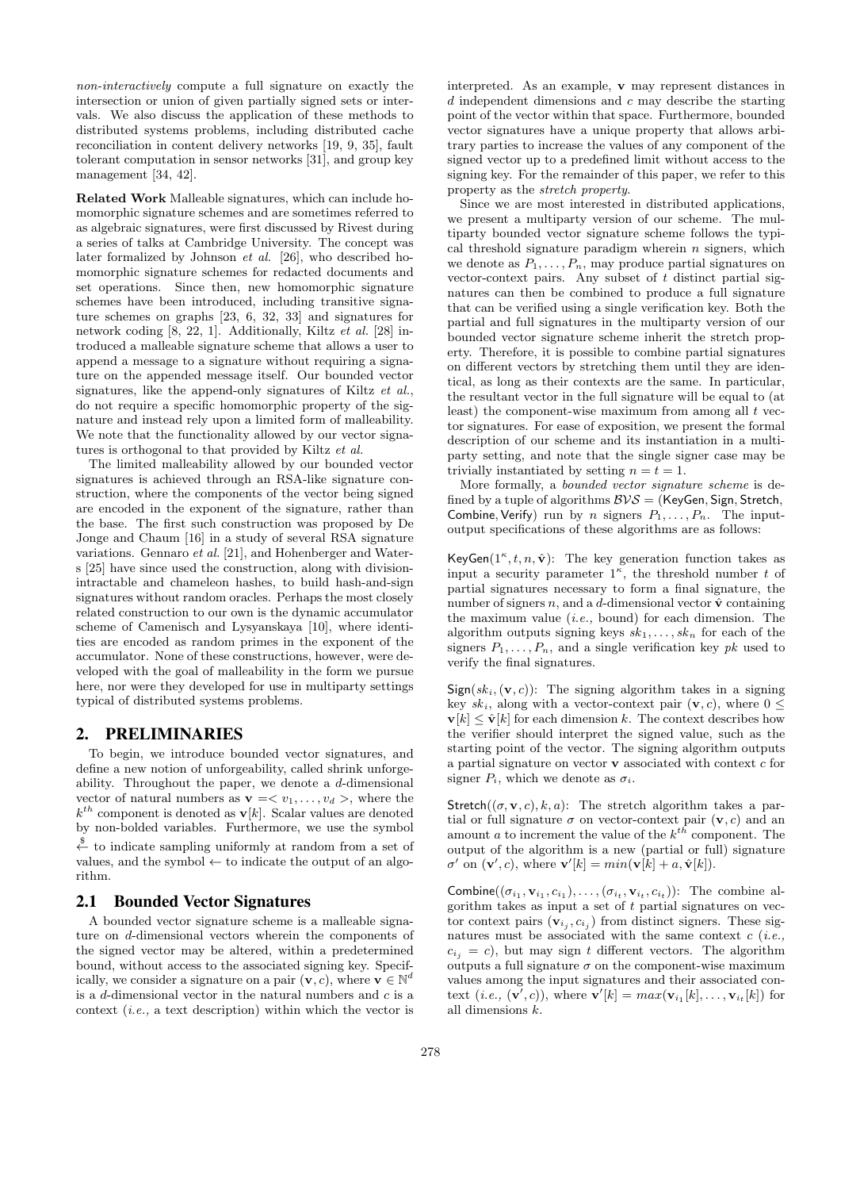*non-interactively* compute a full signature on exactly the intersection or union of given partially signed sets or intervals. We also discuss the application of these methods to distributed systems problems, including distributed cache reconciliation in content delivery networks [19, 9, 35], fault tolerant computation in sensor networks [31], and group key management [34, 42].

**Related Work** Malleable signatures, which can include homomorphic signature schemes and are sometimes referred to as algebraic signatures, were first discussed by Rivest during a series of talks at Cambridge University. The concept was later formalized by Johnson *et al.* [26], who described homomorphic signature schemes for redacted documents and set operations. Since then, new homomorphic signature schemes have been introduced, including transitive signature schemes on graphs [23, 6, 32, 33] and signatures for network coding [8, 22, 1]. Additionally, Kiltz *et al.* [28] introduced a malleable signature scheme that allows a user to append a message to a signature without requiring a signature on the appended message itself. Our bounded vector signatures, like the append-only signatures of Kiltz *et al.*, do not require a specific homomorphic property of the signature and instead rely upon a limited form of malleability. We note that the functionality allowed by our vector signatures is orthogonal to that provided by Kiltz *et al.*

The limited malleability allowed by our bounded vector signatures is achieved through an RSA-like signature construction, where the components of the vector being signed are encoded in the exponent of the signature, rather than the base. The first such construction was proposed by De Jonge and Chaum [16] in a study of several RSA signature variations. Gennaro *et al.* [21], and Hohenberger and Waters [25] have since used the construction, along with division-intractable and chameleon hashes, to build hash-and-sign signatures without random oracles. Perhaps the most closely related construction to our own is the dynamic accumulator scheme of Camenisch and Lysyanskaya [10], where identities are encoded as random primes in the exponent of the accumulator. None of these constructions, however, were developed with the goal of malleability in the form we pursue here, nor were they developed for use in multiparty settings typical of distributed systems problems.

## 2. PRELIMINARIES

To begin, we introduce bounded vector signatures, and define a new notion of unforgeability, called shrink unforgeability. Throughout the paper, we denote a $d$-dimensional vector of natural numbers as $\mathbf{v} = < v_1, \ldots, v_d >$, where the $k^{th}$ component is denoted as $\mathbf{v}[k]$. Scalar values are denoted by non-bolded variables. Furthermore, we use the symbol $\stackrel{\$}{\leftarrow}$ to indicate sampling uniformly at random from a set of values, and the symbol $\leftarrow$ to indicate the output of an algorithm.

### 2.1 Bounded Vector Signatures

A bounded vector signature scheme is a malleable signature on $d$-dimensional vectors wherein the components of the signed vector may be altered, within a predetermined bound, without access to the associated signing key. Specifically, we consider a signature on a pair $(\mathbf{v}, c)$, where $\mathbf{v} \in \mathbb{N}^d$ is a $d$-dimensional vector in the natural numbers and $c$ is a context (*i.e.,* a text description) within which the vector is interpreted. As an example, $\mathbf{v}$ may represent distances in $d$ independent dimensions and $c$ may describe the starting point of the vector within that space. Furthermore, bounded vector signatures have a unique property that allows arbitrary parties to increase the values of any component of the signed vector up to a predefined limit without access to the signing key. For the remainder of this paper, we refer to this property as the *stretch property*.

Since we are most interested in distributed applications, we present a multiparty version of our scheme. The multiparty bounded vector signature scheme follows the typical threshold signature paradigm wherein $n$ signers, which we denote as $P_1, \ldots, P_n$, may produce partial signatures on vector-context pairs. Any subset of $t$ distinct partial signatures can then be combined to produce a full signature that can be verified using a single verification key. Both the partial and full signatures in the multiparty version of our bounded vector signature scheme inherit the stretch property. Therefore, it is possible to combine partial signatures on different vectors by stretching them until they are identical, as long as their contexts are the same. In particular, the resultant vector in the full signature will be equal to (at least) the component-wise maximum from among all $t$ vector signatures. For ease of exposition, we present the formal description of our scheme and its instantiation in a multiparty setting, and note that the single signer case may be trivially instantiated by setting $n = t = 1$.

More formally, a *bounded vector signature scheme* is defined by a tuple of algorithms $\mathcal{BVS}$ = (KeyGen, Sign, Stretch, Combine, Verify) run by $n$ signers $P_1, \ldots, P_n$. The input-output specifications of these algorithms are as follows:

$\mathsf{KeyGen}(1^\kappa, t, n, \hat{\mathbf{v}})$: The key generation function takes as input a security parameter $1^\kappa$, the threshold number $t$ of partial signatures necessary to form a final signature, the number of signers $n$, and a $d$-dimensional vector $\hat{\mathbf{v}}$ containing the maximum value (*i.e.,* bound) for each dimension. The algorithm outputs signing keys $sk_1, \ldots, sk_n$ for each of the signers $P_1, \ldots, P_n$, and a single verification key $pk$ used to verify the final signatures.

$\mathsf{Sign}(sk_i, (\mathbf{v}, c))$: The signing algorithm takes in a signing key $sk_i$, along with a vector-context pair $(\mathbf{v}, c)$, where $0 \leq \mathbf{v}[k] \leq \hat{\mathbf{v}}[k]$ for each dimension $k$. The context describes how the verifier should interpret the signed value, such as the starting point of the vector. The signing algorithm outputs a partial signature on vector $\mathbf{v}$ associated with context $c$ for signer $P_i$, which we denote as $\sigma_i$.

$\mathsf{Stretch}((\sigma, \mathbf{v}, c), k, a)$: The stretch algorithm takes a partial or full signature $\sigma$ on vector-context pair $(\mathbf{v}, c)$ and an amount $a$ to increment the value of the $k^{th}$ component. The output of the algorithm is a new (partial or full) signature $\sigma'$ on $(\mathbf{v}', c)$, where $\mathbf{v}'[k] = min(\mathbf{v}[k] + a, \hat{\mathbf{v}}[k])$.

$\mathsf{Combine}((\sigma_{i_1}, \mathbf{v}_{i_1}, c_{i_1}), \ldots, (\sigma_{i_t}, \mathbf{v}_{i_t}, c_{i_t}))$: The combine algorithm takes as input a set of $t$ partial signatures on vector context pairs $(\mathbf{v}_{i_j}, c_{i_j})$ from distinct signers. These signatures must be associated with the same context $c$ (*i.e.,* $c_{i_j} = c$), but may sign $t$ different vectors. The algorithm outputs a full signature $\sigma$ on the component-wise maximum values among the input signatures and their associated context (*i.e.,* $(\mathbf{v}', c)$), where $\mathbf{v}'[k] = max(\mathbf{v}_{i_1}[k], \ldots, \mathbf{v}_{i_t}[k])$ for all dimensions $k$.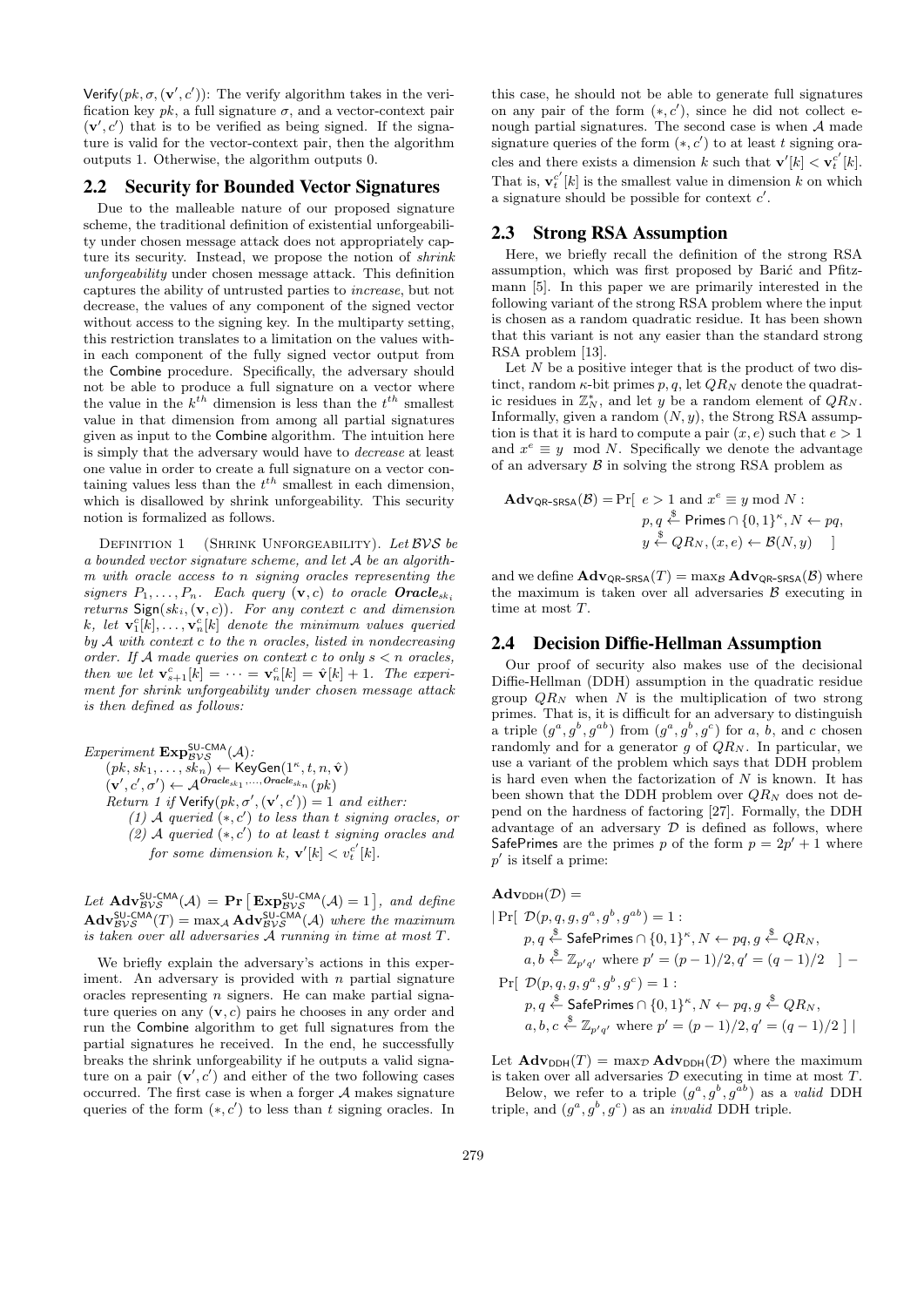$\mathsf{Verify}(pk, \sigma, (\mathbf{v}', c'))$: The verify algorithm takes in the verification key $pk$, a full signature $\sigma$, and a vector-context pair $(\mathbf{v}', c')$ that is to be verified as being signed. If the signature is valid for the vector-context pair, then the algorithm outputs 1. Otherwise, the algorithm outputs 0.

## 2.2 Security for Bounded Vector Signatures

Due to the malleable nature of our proposed signature scheme, the traditional definition of existential unforgeability under chosen message attack does not appropriately capture its security. Instead, we propose the notion of *shrink unforgeability* under chosen message attack. This definition captures the ability of untrusted parties to *increase*, but not decrease, the values of any component of the signed vector without access to the signing key. In the multiparty setting, this restriction translates to a limitation on the values within each component of the fully signed vector output from the $\mathsf{Combine}$ procedure. Specifically, the adversary should not be able to produce a full signature on a vector where the value in the $k^{th}$ dimension is less than the $t^{th}$ smallest value in that dimension from among all partial signatures given as input to the $\mathsf{Combine}$ algorithm. The intuition here is simply that the adversary would have to *decrease* at least one value in order to create a full signature on a vector containing values less than the $t^{th}$ smallest in each dimension, which is disallowed by shrink unforgeability. This security notion is formalized as follows.

Definition 1 (Shrink Unforgeability). *Let $\mathcal{BVS}$ be a bounded vector signature scheme, and let $\mathcal{A}$ be an algorithm with oracle access to $n$ signing oracles representing the signers $P_1, \ldots, P_n$. Each query $(\mathbf{v}, c)$ to oracle $\boldsymbol{Oracle}_{sk_i}$ returns $\mathsf{Sign}(sk_i, (\mathbf{v}, c))$. For any context $c$ and dimension $k$, let $\mathbf{v}_1^c[k], \ldots, \mathbf{v}_n^c[k]$ denote the minimum values queried by $\mathcal{A}$ with context $c$ to the $n$ oracles, listed in nondecreasing order. If $\mathcal{A}$ made queries on context $c$ to only $s < n$ oracles, then we let $\mathbf{v}_{s+1}^c[k] = \cdots = \mathbf{v}_n^c[k] = \hat{\mathbf{v}}[k] + 1$. The experiment for shrink unforgeability under chosen message attack is then defined as follows:*

*Experiment* $\mathbf{Exp}_{\mathcal{BVS}}^{\mathsf{SU\text{-}CMA}}(\mathcal{A})$:
$(pk, sk_1, \ldots, sk_n) \leftarrow \mathsf{KeyGen}(1^\kappa, t, n, \hat{\mathbf{v}})$
$(\mathbf{v}', c', \sigma') \leftarrow \mathcal{A}^{\mathit{Oracle}_{sk_1}, \ldots, \mathit{Oracle}_{sk_n}}(pk)$
*Return 1 if* $\mathsf{Verify}(pk, \sigma', (\mathbf{v}', c')) = 1$ *and either:*
*(1) $\mathcal{A}$ queried $(*, c')$ to less than $t$ signing oracles, or*
*(2) $\mathcal{A}$ queried $(*, c')$ to at least $t$ signing oracles and for some dimension $k$, $\mathbf{v}'[k] < v_t^{c'}[k]$.*

*Let* $\mathbf{Adv}_{\mathcal{BVS}}^{\mathsf{SU\text{-}CMA}}(\mathcal{A}) = \mathbf{Pr}\left[\mathbf{Exp}_{\mathcal{BVS}}^{\mathsf{SU\text{-}CMA}}(\mathcal{A}) = 1\right]$, *and define* $\mathbf{Adv}_{\mathcal{BVS}}^{\mathsf{SU\text{-}CMA}}(T) = \max_{\mathcal{A}} \mathbf{Adv}_{\mathcal{BVS}}^{\mathsf{SU\text{-}CMA}}(\mathcal{A})$ *where the maximum is taken over all adversaries $\mathcal{A}$ running in time at most $T$.*

We briefly explain the adversary's actions in this experiment. An adversary is provided with $n$ partial signature oracles representing $n$ signers. He can make partial signature queries on any $(\mathbf{v}, c)$ pairs he chooses in any order and run the $\mathsf{Combine}$ algorithm to get full signatures from the partial signatures he received. In the end, he successfully breaks the shrink unforgeability if he outputs a valid signature on a pair $(\mathbf{v}', c')$ and either of the two following cases occurred. The first case is when a forger $\mathcal{A}$ makes signature queries of the form $(*, c')$ to less than $t$ signing oracles. In this case, he should not be able to generate full signatures on any pair of the form $(*, c')$, since he did not collect enough partial signatures. The second case is when $\mathcal{A}$ made signature queries of the form $(*, c')$ to at least $t$ signing oracles and there exists a dimension $k$ such that $\mathbf{v}'[k] < \mathbf{v}_t^{c'}[k]$. That is, $\mathbf{v}_t^{c'}[k]$ is the smallest value in dimension $k$ on which a signature should be possible for context $c'$.

## 2.3 Strong RSA Assumption

Here, we briefly recall the definition of the strong RSA assumption, which was first proposed by Barić and Pfitzmann [5]. In this paper we are primarily interested in the following variant of the strong RSA problem where the input is chosen as a random quadratic residue. It has been shown that this variant is not any easier than the standard strong RSA problem [13].

Let $N$ be a positive integer that is the product of two distinct, random $\kappa$-bit primes $p, q$, let $QR_N$ denote the quadratic residues in $\mathbb{Z}_N^*$, and let $y$ be a random element of $QR_N$. Informally, given a random $(N, y)$, the Strong RSA assumption is that it is hard to compute a pair $(x, e)$ such that $e > 1$ and $x^e \equiv y \mod N$. Specifically we denote the advantage of an adversary $\mathcal{B}$ in solving the strong RSA problem as

$$\mathbf{Adv}_{\mathsf{QR\text{-}SRSA}}(\mathcal{B}) = \Pr[\ e > 1 \text{ and } x^e \equiv y \bmod N : p, q \xleftarrow{\$} \mathsf{Primes} \cap \{0,1\}^\kappa, N \leftarrow pq, y \xleftarrow{\$} QR_N, (x, e) \leftarrow \mathcal{B}(N, y)\ \ ]$$

and we define $\mathbf{Adv}_{\mathsf{QR\text{-}SRSA}}(T) = \max_{\mathcal{B}} \mathbf{Adv}_{\mathsf{QR\text{-}SRSA}}(\mathcal{B})$ where the maximum is taken over all adversaries $\mathcal{B}$ executing in time at most $T$.

## 2.4 Decision Diffie-Hellman Assumption

Our proof of security also makes use of the decisional Diffie-Hellman (DDH) assumption in the quadratic residue group $QR_N$ when $N$ is the multiplication of two strong primes. That is, it is difficult for an adversary to distinguish a triple $(g^a, g^b, g^{ab})$ from $(g^a, g^b, g^c)$ for $a$, $b$, and $c$ chosen randomly and for a generator $g$ of $QR_N$. In particular, we use a variant of the problem which says that DDH problem is hard even when the factorization of $N$ is known. It has been shown that the DDH problem over $QR_N$ does not depend on the hardness of factoring [27]. Formally, the DDH advantage of an adversary $\mathcal{D}$ is defined as follows, where $\mathsf{SafePrimes}$ are the primes $p$ of the form $p = 2p' + 1$ where $p'$ is itself a prime:

$$\begin{aligned}
&\mathbf{Adv}_{\mathsf{DDH}}(\mathcal{D}) = \\
&|\Pr[\ \mathcal{D}(p, q, g, g^a, g^b, g^{ab}) = 1 : \\
&\quad p, q \xleftarrow{\$} \mathsf{SafePrimes} \cap \{0,1\}^\kappa, N \leftarrow pq, g \xleftarrow{\$} QR_N, \\
&\quad a, b \xleftarrow{\$} \mathbb{Z}_{p'q'} \text{ where } p' = (p-1)/2, q' = (q-1)/2\ \ ] - \\
&\Pr[\ \mathcal{D}(p, q, g, g^a, g^b, g^c) = 1 : \\
&\quad p, q \xleftarrow{\$} \mathsf{SafePrimes} \cap \{0,1\}^\kappa, N \leftarrow pq, g \xleftarrow{\$} QR_N, \\
&\quad a, b, c \xleftarrow{\$} \mathbb{Z}_{p'q'} \text{ where } p' = (p-1)/2, q' = (q-1)/2\ ]\ |
\end{aligned}$$

Let $\mathbf{Adv}_{\mathsf{DDH}}(T) = \max_{\mathcal{D}} \mathbf{Adv}_{\mathsf{DDH}}(\mathcal{D})$ where the maximum is taken over all adversaries $\mathcal{D}$ executing in time at most $T$.

Below, we refer to a triple $(g^a, g^b, g^{ab})$ as a *valid* DDH triple, and $(g^a, g^b, g^c)$ as an *invalid* DDH triple.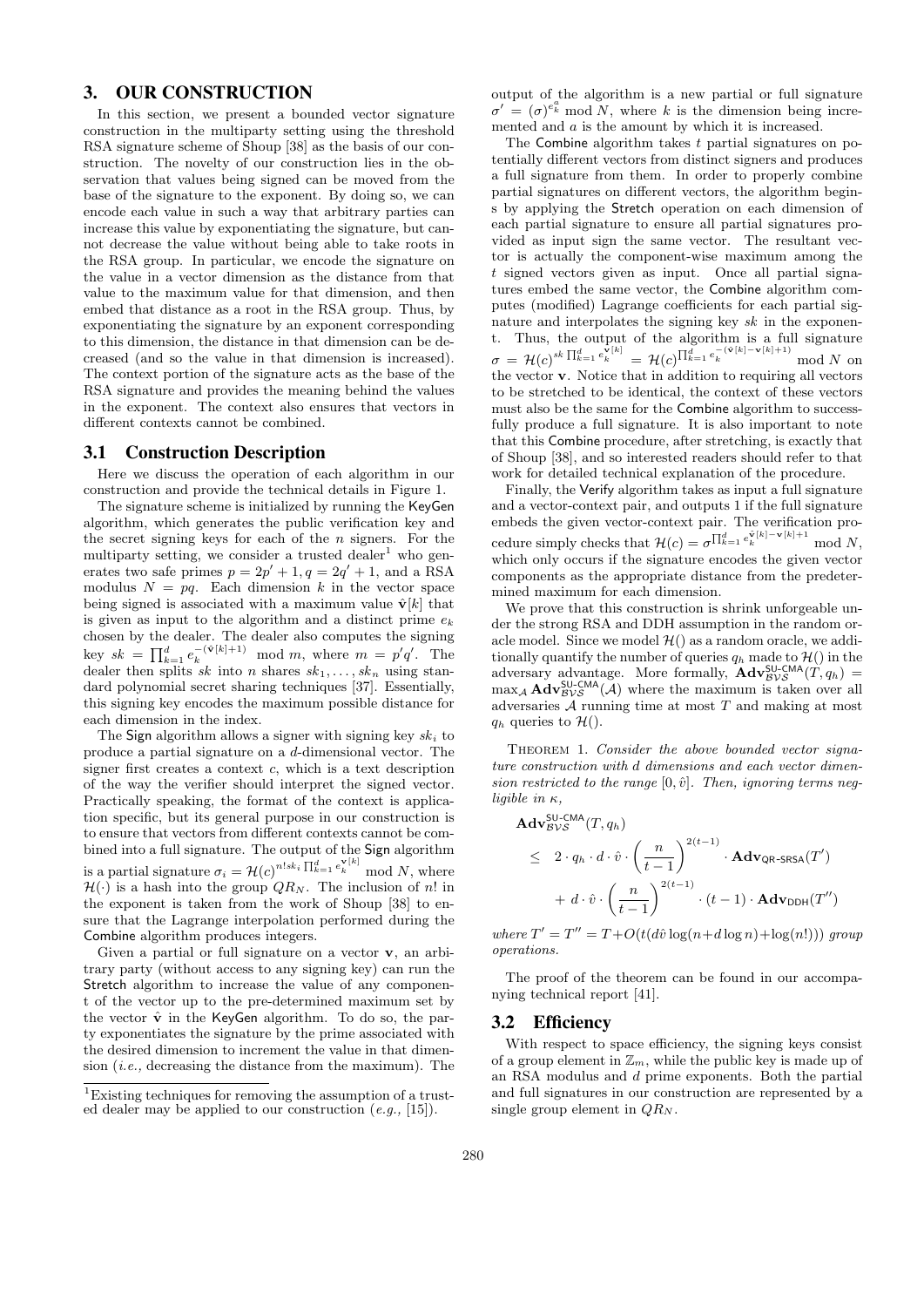## 3. OUR CONSTRUCTION

In this section, we present a bounded vector signature construction in the multiparty setting using the threshold RSA signature scheme of Shoup [38] as the basis of our construction. The novelty of our construction lies in the observation that values being signed can be moved from the base of the signature to the exponent. By doing so, we can encode each value in such a way that arbitrary parties can increase this value by exponentiating the signature, but cannot decrease the value without being able to take roots in the RSA group. In particular, we encode the signature on the value in a vector dimension as the distance from that value to the maximum value for that dimension, and then embed that distance as a root in the RSA group. Thus, by exponentiating the signature by an exponent corresponding to this dimension, the distance in that dimension can be decreased (and so the value in that dimension is increased). The context portion of the signature acts as the base of the RSA signature and provides the meaning behind the values in the exponent. The context also ensures that vectors in different contexts cannot be combined.

### 3.1 Construction Description

Here we discuss the operation of each algorithm in our construction and provide the technical details in Figure 1.

The signature scheme is initialized by running the KeyGen algorithm, which generates the public verification key and the secret signing keys for each of the $n$ signers. For the multiparty setting, we consider a trusted dealer[1] who generates two safe primes $p = 2p' + 1, q = 2q' + 1$, and a RSA modulus $N = pq$. Each dimension $k$ in the vector space being signed is associated with a maximum value $\hat{\mathbf{v}}[k]$ that is given as input to the algorithm and a distinct prime $e_k$ chosen by the dealer. The dealer also computes the signing key $sk = \prod_{k=1}^{d} e_k^{-(\hat{\mathbf{v}}[k]+1)} \mod m$, where $m = p'q'$. The dealer then splits $sk$ into $n$ shares $sk_1, \ldots, sk_n$ using standard polynomial secret sharing techniques [37]. Essentially, this signing key encodes the maximum possible distance for each dimension in the index.

The Sign algorithm allows a signer with signing key $sk_i$ to produce a partial signature on a $d$-dimensional vector. The signer first creates a context $c$, which is a text description of the way the verifier should interpret the signed vector. Practically speaking, the format of the context is application specific, but its general purpose in our construction is to ensure that vectors from different contexts cannot be combined into a full signature. The output of the Sign algorithm is a partial signature $\sigma_i = \mathcal{H}(c)^{n! sk_i \prod_{k=1}^{d} e_k^{\mathbf{v}[k]}} \mod N$, where $\mathcal{H}(\cdot)$ is a hash into the group $QR_N$. The inclusion of $n!$ in the exponent is taken from the work of Shoup [38] to ensure that the Lagrange interpolation performed during the Combine algorithm produces integers.

Given a partial or full signature on a vector $\mathbf{v}$, an arbitrary party (without access to any signing key) can run the Stretch algorithm to increase the value of any component of the vector up to the pre-determined maximum set by the vector $\hat{\mathbf{v}}$ in the KeyGen algorithm. To do so, the party exponentiates the signature by the prime associated with the desired dimension to increment the value in that dimension (*i.e.,* decreasing the distance from the maximum). The output of the algorithm is a new partial or full signature $\sigma' = (\sigma)^{e_k^a} \mod N$, where $k$ is the dimension being incremented and $a$ is the amount by which it is increased.

The Combine algorithm takes $t$ partial signatures on potentially different vectors from distinct signers and produces a full signature from them. In order to properly combine partial signatures on different vectors, the algorithm begins by applying the Stretch operation on each dimension of each partial signature to ensure all partial signatures provided as input sign the same vector. The resultant vector is actually the component-wise maximum among the $t$ signed vectors given as input. Once all partial signatures embed the same vector, the Combine algorithm computes (modified) Lagrange coefficients for each partial signature and interpolates the signing key $sk$ in the exponent. Thus, the output of the algorithm is a full signature $\sigma = \mathcal{H}(c)^{sk \prod_{k=1}^{d} e_k^{\mathbf{v}[k]}} = \mathcal{H}(c)^{\prod_{k=1}^{d} e_k^{-(\hat{\mathbf{v}}[k]-\mathbf{v}[k]+1)}} \mod N$ on the vector $\mathbf{v}$. Notice that in addition to requiring all vectors to be stretched to be identical, the context of these vectors must also be the same for the Combine algorithm to successfully produce a full signature. It is also important to note that this Combine procedure, after stretching, is exactly that of Shoup [38], and so interested readers should refer to that work for detailed technical explanation of the procedure.

Finally, the Verify algorithm takes as input a full signature and a vector-context pair, and outputs 1 if the full signature embeds the given vector-context pair. The verification procedure simply checks that $\mathcal{H}(c) = \sigma^{\prod_{k=1}^{d} e_k^{\hat{\mathbf{v}}[k]-\mathbf{v}[k]+1}} \mod N$, which only occurs if the signature encodes the given vector components as the appropriate distance from the predetermined maximum for each dimension.

We prove that this construction is shrink unforgeable under the strong RSA and DDH assumption in the random oracle model. Since we model $\mathcal{H}()$ as a random oracle, we additionally quantify the number of queries $q_h$ made to $\mathcal{H}()$ in the adversary advantage. More formally, $\mathbf{Adv}_{\mathcal{BVS}}^{\mathsf{SU\text{-}CMA}}(T, q_h) = \max_{\mathcal{A}} \mathbf{Adv}_{\mathcal{BVS}}^{\mathsf{SU\text{-}CMA}}(\mathcal{A})$ where the maximum is taken over all adversaries $\mathcal{A}$ running time at most $T$ and making at most $q_h$ queries to $\mathcal{H}()$.

THEOREM 1. *Consider the above bounded vector signature construction with $d$ dimensions and each vector dimension restricted to the range $[0, \hat{v}]$. Then, ignoring terms negligible in $\kappa$,*

$$
\begin{aligned}
\mathbf{Adv}_{\mathcal{BVS}}^{\mathsf{SU\text{-}CMA}}(T, q_h) &\leq 2 \cdot q_h \cdot d \cdot \hat{v} \cdot \left(\frac{n}{t-1}\right)^{2(t-1)} \cdot \mathbf{Adv}_{\mathsf{QR\text{-}SRSA}}(T') \\
&\quad + d \cdot \hat{v} \cdot \left(\frac{n}{t-1}\right)^{2(t-1)} \cdot (t-1) \cdot \mathbf{Adv}_{\mathsf{DDH}}(T'')
\end{aligned}
$$

*where $T' = T'' = T + O(t(d\hat{v}\log(n + d\log n) + \log(n!)))$ group operations.*

The proof of the theorem can be found in our accompanying technical report [41].

### 3.2 Efficiency

With respect to space efficiency, the signing keys consist of a group element in $\mathbb{Z}_m$, while the public key is made up of an RSA modulus and $d$ prime exponents. Both the partial and full signatures in our construction are represented by a single group element in $QR_N$.

[1] Existing techniques for removing the assumption of a trusted dealer may be applied to our construction (*e.g.,* [15]).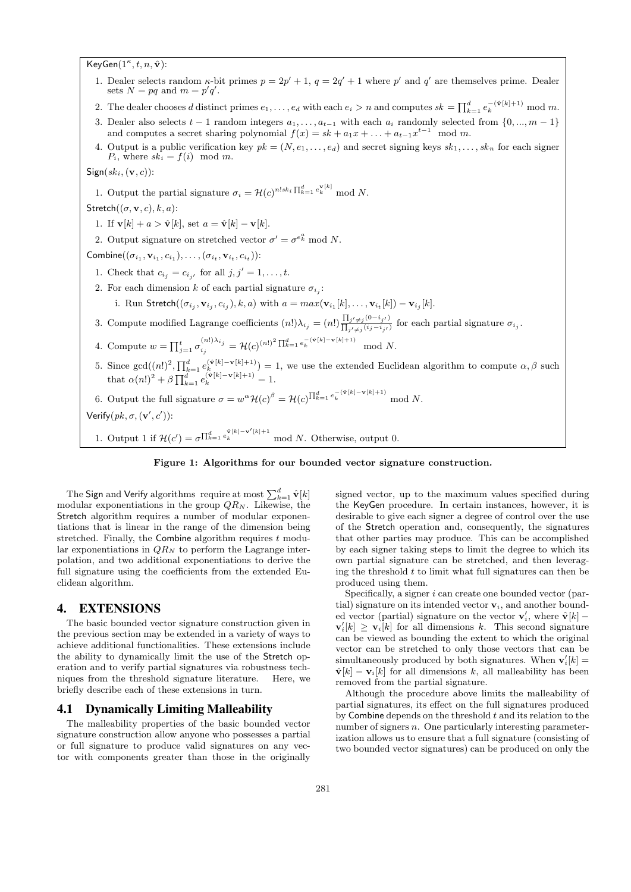$\mathsf{KeyGen}(1^\kappa, t, n, \hat{\mathbf{v}})$:

1. Dealer selects random $\kappa$-bit primes $p = 2p' + 1$, $q = 2q' + 1$ where $p'$ and $q'$ are themselves prime. Dealer sets $N = pq$ and $m = p'q'$.
2. The dealer chooses $d$ distinct primes $e_1, \ldots, e_d$ with each $e_i > n$ and computes $sk = \prod_{k=1}^{d} e_k^{-(\hat{\mathbf{v}}[k]+1)} \bmod m$.
3. Dealer also selects $t-1$ random integers $a_1, \ldots, a_{t-1}$ with each $a_i$ randomly selected from $\{0, ..., m-1\}$ and computes a secret sharing polynomial $f(x) = sk + a_1 x + \ldots + a_{t-1}x^{t-1} \mod m$.
4. Output is a public verification key $pk = (N, e_1, \ldots, e_d)$ and secret signing keys $sk_1, \ldots, sk_n$ for each signer $P_i$, where $sk_i = f(i) \mod m$.

$\mathsf{Sign}(sk_i, (\mathbf{v}, c))$:

1. Output the partial signature $\sigma_i = \mathcal{H}(c)^{n! sk_i \prod_{k=1}^{d} e_k^{\mathbf{v}[k]}} \bmod N$.

$\mathsf{Stretch}((\sigma, \mathbf{v}, c), k, a)$:

1. If $\mathbf{v}[k] + a > \hat{\mathbf{v}}[k]$, set $a = \hat{\mathbf{v}}[k] - \mathbf{v}[k]$.
2. Output signature on stretched vector $\sigma' = \sigma^{e_k^a} \bmod N$.

$\mathsf{Combine}((\sigma_{i_1}, \mathbf{v}_{i_1}, c_{i_1}), \ldots, (\sigma_{i_t}, \mathbf{v}_{i_t}, c_{i_t}))$:

1. Check that $c_{i_j} = c_{i_{j'}}$ for all $j, j' = 1, \ldots, t$.
2. For each dimension $k$ of each partial signature $\sigma_{i_j}$:
   i. Run $\mathsf{Stretch}((\sigma_{i_j}, \mathbf{v}_{i_j}, c_{i_j}), k, a)$ with $a = max(\mathbf{v}_{i_1}[k], \ldots, \mathbf{v}_{i_t}[k]) - \mathbf{v}_{i_j}[k]$.
3. Compute modified Lagrange coefficients $(n!)\lambda_{i_j} = (n!)\frac{\prod_{j' \neq j}(0 - i_{j'})}{\prod_{j' \neq j}(i_j - i_{j'})}$ for each partial signature $\sigma_{i_j}$.
4. Compute $w = \prod_{j=1}^{t} \sigma_{i_j}^{(n!)\lambda_{i_j}} = \mathcal{H}(c)^{(n!)^2 \prod_{k=1}^{d} e_k^{-(\hat{\mathbf{v}}[k] - \mathbf{v}[k]+1)}} \mod N$.
5. Since $\gcd((n!)^2, \prod_{k=1}^{d} e_k^{(\hat{\mathbf{v}}[k] - \mathbf{v}[k]+1)}) = 1$, we use the extended Euclidean algorithm to compute $\alpha, \beta$ such that $\alpha(n!)^2 + \beta \prod_{k=1}^{d} e_k^{(\hat{\mathbf{v}}[k] - \mathbf{v}[k]+1)} = 1$.
6. Output the full signature $\sigma = w^\alpha \mathcal{H}(c)^\beta = \mathcal{H}(c)^{\prod_{k=1}^{d} e_k^{-(\hat{\mathbf{v}}[k] - \mathbf{v}[k]+1)}} \mod N$.

$\mathsf{Verify}(pk, \sigma, (\mathbf{v}', c'))$:

1. Output 1 if $\mathcal{H}(c') = \sigma^{\prod_{k=1}^{d} e_k^{\hat{\mathbf{v}}[k] - \mathbf{v}'[k]+1}} \mod N$. Otherwise, output 0.

**Figure 1: Algorithms for our bounded vector signature construction.**

The Sign and Verify algorithms require at most $\sum_{k=1}^{d} \hat{\mathbf{v}}[k]$ modular exponentiations in the group $QR_N$. Likewise, the Stretch algorithm requires a number of modular exponentiations that is linear in the range of the dimension being stretched. Finally, the Combine algorithm requires $t$ modular exponentiations in $QR_N$ to perform the Lagrange interpolation, and two additional exponentiations to derive the full signature using the coefficients from the extended Euclidean algorithm.

# 4. EXTENSIONS

The basic bounded vector signature construction given in the previous section may be extended in a variety of ways to achieve additional functionalities. These extensions include the ability to dynamically limit the use of the Stretch operation and to verify partial signatures via robustness techniques from the threshold signature literature. Here, we briefly describe each of these extensions in turn.

## 4.1 Dynamically Limiting Malleability

The malleability properties of the basic bounded vector signature construction allow anyone who possesses a partial or full signature to produce valid signatures on any vector with components greater than those in the originally signed vector, up to the maximum values specified during the KeyGen procedure. In certain instances, however, it is desirable to give each signer a degree of control over the use of the Stretch operation and, consequently, the signatures that other parties may produce. This can be accomplished by each signer taking steps to limit the degree to which its own partial signature can be stretched, and then leveraging the threshold $t$ to limit what full signatures can then be produced using them.

Specifically, a signer $i$ can create one bounded vector (partial) signature on its intended vector $\mathbf{v}_i$, and another bounded vector (partial) signature on the vector $\mathbf{v}'_i$, where $\hat{\mathbf{v}}[k] - \mathbf{v}'_i[k] \geq \mathbf{v}_i[k]$ for all dimensions $k$. This second signature can be viewed as bounding the extent to which the original vector can be stretched to only those vectors that can be simultaneously produced by both signatures. When $\mathbf{v}'_i[k] = \hat{\mathbf{v}}[k] - \mathbf{v}_i[k]$ for all dimensions $k$, all malleability has been removed from the partial signature.

Although the procedure above limits the malleability of partial signatures, its effect on the full signatures produced by Combine depends on the threshold $t$ and its relation to the number of signers $n$. One particularly interesting parameterization allows us to ensure that a full signature (consisting of two bounded vector signatures) can be produced on only the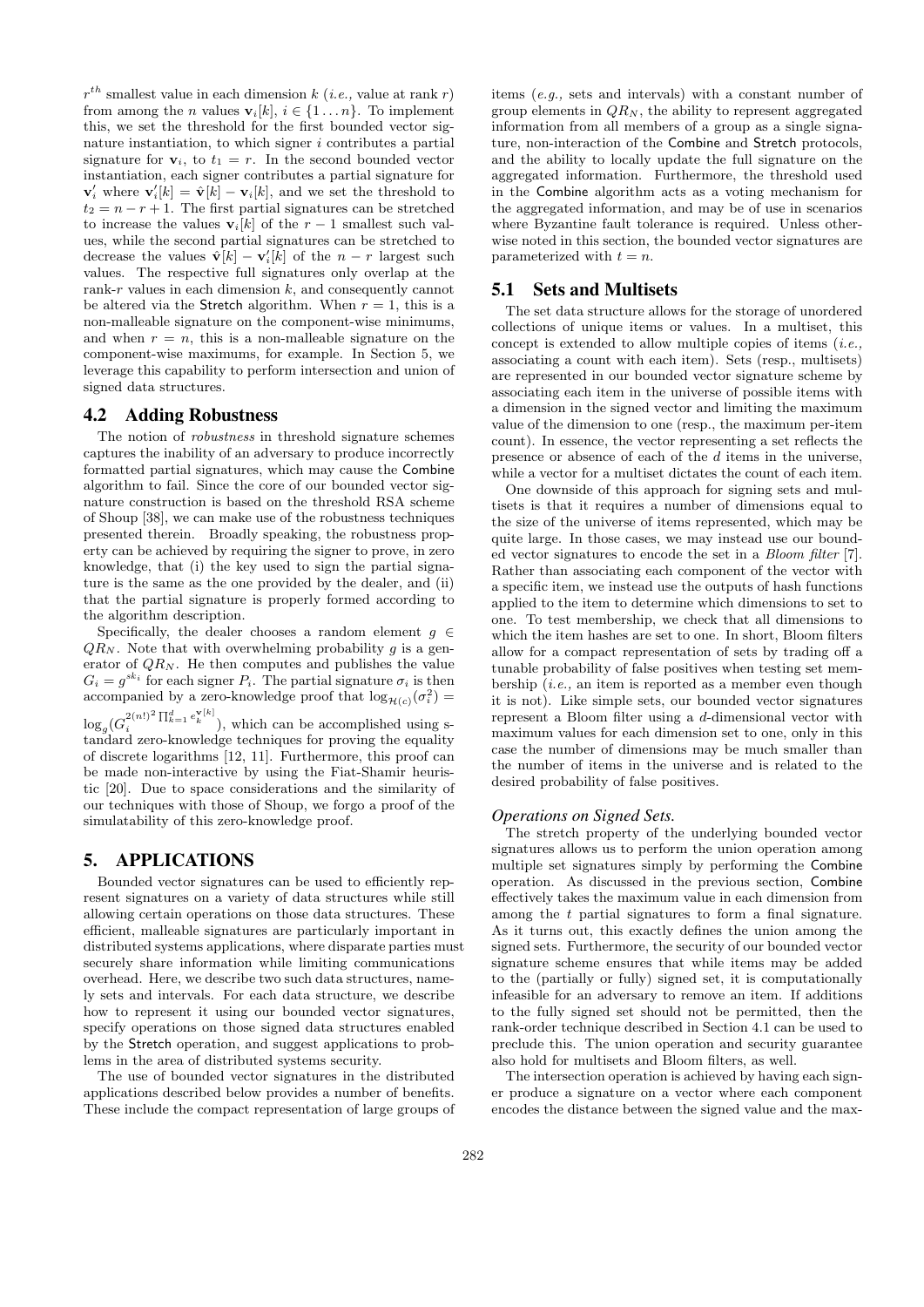$r^{th}$ smallest value in each dimension $k$ (*i.e.,* value at rank $r$) from among the $n$ values $\mathbf{v}_i[k]$, $i \in \{1 \ldots n\}$. To implement this, we set the threshold for the first bounded vector signature instantiation, to which signer $i$ contributes a partial signature for $\mathbf{v}_i$, to $t_1 = r$. In the second bounded vector instantiation, each signer contributes a partial signature for $\mathbf{v}'_i$ where $\mathbf{v}'_i[k] = \hat{\mathbf{v}}[k] - \mathbf{v}_i[k]$, and we set the threshold to $t_2 = n - r + 1$. The first partial signatures can be stretched to increase the values $\mathbf{v}_i[k]$ of the $r-1$ smallest such values, while the second partial signatures can be stretched to decrease the values $\hat{\mathbf{v}}[k] - \mathbf{v}'_i[k]$ of the $n-r$ largest such values. The respective full signatures only overlap at the rank-$r$ values in each dimension $k$, and consequently cannot be altered via the Stretch algorithm. When $r = 1$, this is a non-malleable signature on the component-wise minimums, and when $r = n$, this is a non-malleable signature on the component-wise maximums, for example. In Section 5, we leverage this capability to perform intersection and union of signed data structures.

## 4.2 Adding Robustness

The notion of *robustness* in threshold signature schemes captures the inability of an adversary to produce incorrectly formatted partial signatures, which may cause the Combine algorithm to fail. Since the core of our bounded vector signature construction is based on the threshold RSA scheme of Shoup [38], we can make use of the robustness techniques presented therein. Broadly speaking, the robustness property can be achieved by requiring the signer to prove, in zero knowledge, that (i) the key used to sign the partial signature is the same as the one provided by the dealer, and (ii) that the partial signature is properly formed according to the algorithm description.

Specifically, the dealer chooses a random element $g \in QR_N$. Note that with overwhelming probability $g$ is a generator of $QR_N$. He then computes and publishes the value $G_i = g^{sk_i}$ for each signer $P_i$. The partial signature $\sigma_i$ is then accompanied by a zero-knowledge proof that $\log_{\mathcal{H}(c)}(\sigma_i^2) = \log_g(G_i^{2(n!)^2 \prod_{k=1}^{d} e_k^{\mathbf{v}[k]}})$, which can be accomplished using standard zero-knowledge techniques for proving the equality of discrete logarithms [12, 11]. Furthermore, this proof can be made non-interactive by using the Fiat-Shamir heuristic [20]. Due to space considerations and the similarity of our techniques with those of Shoup, we forgo a proof of the simulatability of this zero-knowledge proof.

# 5. APPLICATIONS

Bounded vector signatures can be used to efficiently represent signatures on a variety of data structures while still allowing certain operations on those data structures. These efficient, malleable signatures are particularly important in distributed systems applications, where disparate parties must securely share information while limiting communications overhead. Here, we describe two such data structures, namely sets and intervals. For each data structure, we describe how to represent it using our bounded vector signatures, specify operations on those signed data structures enabled by the Stretch operation, and suggest applications to problems in the area of distributed systems security.

The use of bounded vector signatures in the distributed applications described below provides a number of benefits. These include the compact representation of large groups of items (*e.g.,* sets and intervals) with a constant number of group elements in $QR_N$, the ability to represent aggregated information from all members of a group as a single signature, non-interaction of the Combine and Stretch protocols, and the ability to locally update the full signature on the aggregated information. Furthermore, the threshold used in the Combine algorithm acts as a voting mechanism for the aggregated information, and may be of use in scenarios where Byzantine fault tolerance is required. Unless otherwise noted in this section, the bounded vector signatures are parameterized with $t = n$.

## 5.1 Sets and Multisets

The set data structure allows for the storage of unordered collections of unique items or values. In a multiset, this concept is extended to allow multiple copies of items (*i.e.,* associating a count with each item). Sets (resp., multisets) are represented in our bounded vector signature scheme by associating each item in the universe of possible items with a dimension in the signed vector and limiting the maximum value of the dimension to one (resp., the maximum per-item count). In essence, the vector representing a set reflects the presence or absence of each of the $d$ items in the universe, while a vector for a multiset dictates the count of each item.

One downside of this approach for signing sets and multisets is that it requires a number of dimensions equal to the size of the universe of items represented, which may be quite large. In those cases, we may instead use our bounded vector signatures to encode the set in a *Bloom filter* [7]. Rather than associating each component of the vector with a specific item, we instead use the outputs of hash functions applied to the item to determine which dimensions to set to one. To test membership, we check that all dimensions to which the item hashes are set to one. In short, Bloom filters allow for a compact representation of sets by trading off a tunable probability of false positives when testing set membership (*i.e.,* an item is reported as a member even though it is not). Like simple sets, our bounded vector signatures represent a Bloom filter using a $d$-dimensional vector with maximum values for each dimension set to one, only in this case the number of dimensions may be much smaller than the number of items in the universe and is related to the desired probability of false positives.

### *Operations on Signed Sets.*

The stretch property of the underlying bounded vector signatures allows us to perform the union operation among multiple set signatures simply by performing the Combine operation. As discussed in the previous section, Combine effectively takes the maximum value in each dimension from among the $t$ partial signatures to form a final signature. As it turns out, this exactly defines the union among the signed sets. Furthermore, the security of our bounded vector signature scheme ensures that while items may be added to the (partially or fully) signed set, it is computationally infeasible for an adversary to remove an item. If additions to the fully signed set should not be permitted, then the rank-order technique described in Section 4.1 can be used to preclude this. The union operation and security guarantee also hold for multisets and Bloom filters, as well.

The intersection operation is achieved by having each signer produce a signature on a vector where each component encodes the distance between the signed value and the max-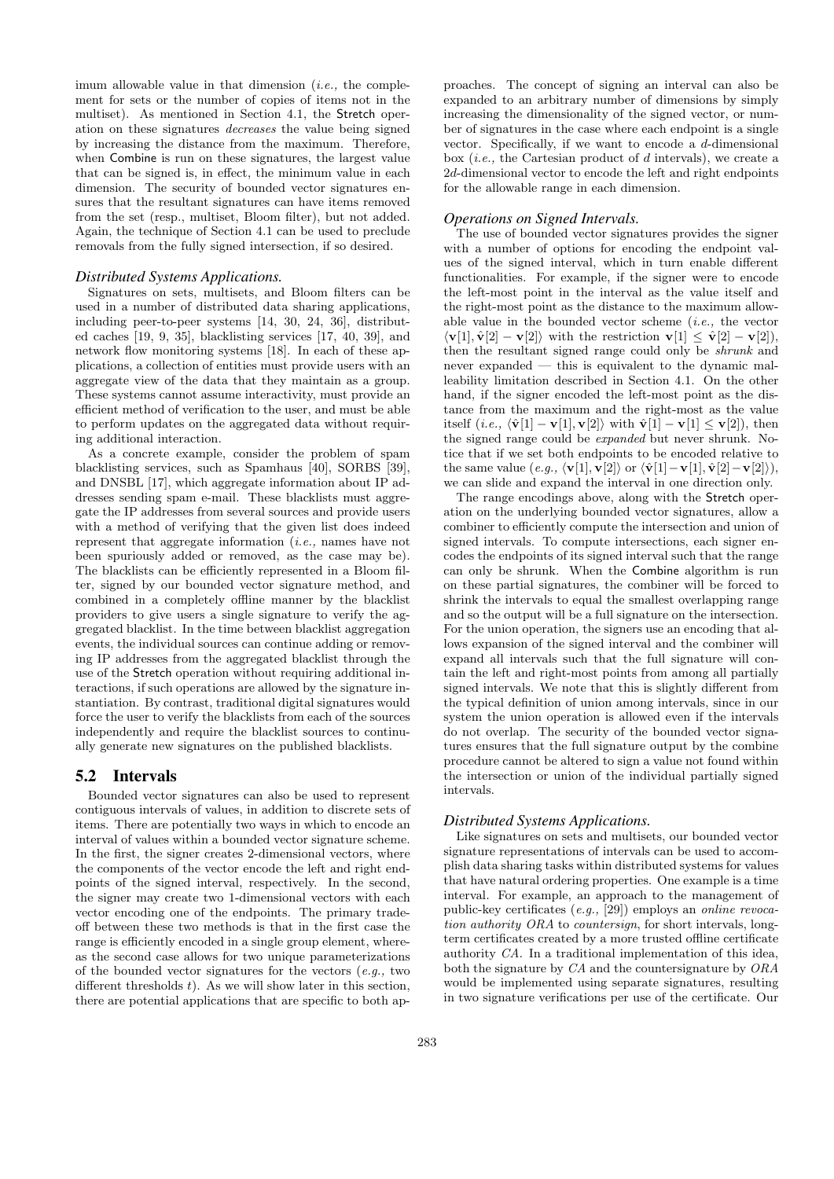imum allowable value in that dimension (*i.e.,* the complement for sets or the number of copies of items not in the multiset). As mentioned in Section 4.1, the Stretch operation on these signatures *decreases* the value being signed by increasing the distance from the maximum. Therefore, when Combine is run on these signatures, the largest value that can be signed is, in effect, the minimum value in each dimension. The security of bounded vector signatures ensures that the resultant signatures can have items removed from the set (resp., multiset, Bloom filter), but not added. Again, the technique of Section 4.1 can be used to preclude removals from the fully signed intersection, if so desired.

### *Distributed Systems Applications.*

Signatures on sets, multisets, and Bloom filters can be used in a number of distributed data sharing applications, including peer-to-peer systems [14, 30, 24, 36], distributed caches [19, 9, 35], blacklisting services [17, 40, 39], and network flow monitoring systems [18]. In each of these applications, a collection of entities must provide users with an aggregate view of the data that they maintain as a group. These systems cannot assume interactivity, must provide an efficient method of verification to the user, and must be able to perform updates on the aggregated data without requiring additional interaction.

As a concrete example, consider the problem of spam blacklisting services, such as Spamhaus [40], SORBS [39], and DNSBL [17], which aggregate information about IP addresses sending spam e-mail. These blacklists must aggregate the IP addresses from several sources and provide users with a method of verifying that the given list does indeed represent that aggregate information (*i.e.,* names have not been spuriously added or removed, as the case may be). The blacklists can be efficiently represented in a Bloom filter, signed by our bounded vector signature method, and combined in a completely offline manner by the blacklist providers to give users a single signature to verify the aggregated blacklist. In the time between blacklist aggregation events, the individual sources can continue adding or removing IP addresses from the aggregated blacklist through the use of the Stretch operation without requiring additional interactions, if such operations are allowed by the signature instantiation. By contrast, traditional digital signatures would force the user to verify the blacklists from each of the sources independently and require the blacklist sources to continually generate new signatures on the published blacklists.

## 5.2 Intervals

Bounded vector signatures can also be used to represent contiguous intervals of values, in addition to discrete sets of items. There are potentially two ways in which to encode an interval of values within a bounded vector signature scheme. In the first, the signer creates 2-dimensional vectors, where the components of the vector encode the left and right endpoints of the signed interval, respectively. In the second, the signer may create two 1-dimensional vectors with each vector encoding one of the endpoints. The primary tradeoff between these two methods is that in the first case the range is efficiently encoded in a single group element, whereas the second case allows for two unique parameterizations of the bounded vector signatures for the vectors (*e.g.,* two different thresholds $t$). As we will show later in this section, there are potential applications that are specific to both approaches. The concept of signing an interval can also be expanded to an arbitrary number of dimensions by simply increasing the dimensionality of the signed vector, or number of signatures in the case where each endpoint is a single vector. Specifically, if we want to encode a $d$-dimensional box (*i.e.,* the Cartesian product of $d$ intervals), we create a $2d$-dimensional vector to encode the left and right endpoints for the allowable range in each dimension.

### *Operations on Signed Intervals.*

The use of bounded vector signatures provides the signer with a number of options for encoding the endpoint values of the signed interval, which in turn enable different functionalities. For example, if the signer were to encode the left-most point in the interval as the value itself and the right-most point as the distance to the maximum allowable value in the bounded vector scheme (*i.e.,* the vector $\langle \mathbf{v}[1], \hat{\mathbf{v}}[2] - \mathbf{v}[2] \rangle$ with the restriction $\mathbf{v}[1] \leq \hat{\mathbf{v}}[2] - \mathbf{v}[2]$), then the resultant signed range could only be *shrunk* and never expanded — this is equivalent to the dynamic malleability limitation described in Section 4.1. On the other hand, if the signer encoded the left-most point as the distance from the maximum and the right-most as the value itself (*i.e.,* $\langle \hat{\mathbf{v}}[1] - \mathbf{v}[1], \mathbf{v}[2] \rangle$ with $\hat{\mathbf{v}}[1] - \mathbf{v}[1] \leq \mathbf{v}[2]$), then the signed range could be *expanded* but never shrunk. Notice that if we set both endpoints to be encoded relative to the same value (*e.g.,* $\langle \mathbf{v}[1], \mathbf{v}[2] \rangle$ or $\langle \hat{\mathbf{v}}[1] - \mathbf{v}[1], \hat{\mathbf{v}}[2] - \mathbf{v}[2] \rangle$), we can slide and expand the interval in one direction only.

The range encodings above, along with the Stretch operation on the underlying bounded vector signatures, allow a combiner to efficiently compute the intersection and union of signed intervals. To compute intersections, each signer encodes the endpoints of its signed interval such that the range can only be shrunk. When the Combine algorithm is run on these partial signatures, the combiner will be forced to shrink the intervals to equal the smallest overlapping range and so the output will be a full signature on the intersection. For the union operation, the signers use an encoding that allows expansion of the signed interval and the combiner will expand all intervals such that the full signature will contain the left and right-most points from among all partially signed intervals. We note that this is slightly different from the typical definition of union among intervals, since in our system the union operation is allowed even if the intervals do not overlap. The security of the bounded vector signatures ensures that the full signature output by the combine procedure cannot be altered to sign a value not found within the intersection or union of the individual partially signed intervals.

### *Distributed Systems Applications.*

Like signatures on sets and multisets, our bounded vector signature representations of intervals can be used to accomplish data sharing tasks within distributed systems for values that have natural ordering properties. One example is a time interval. For example, an approach to the management of public-key certificates (*e.g.,* [29]) employs an *online revocation authority ORA* to *countersign*, for short intervals, long-term certificates created by a more trusted offline certificate authority *CA*. In a traditional implementation of this idea, both the signature by *CA* and the countersignature by *ORA* would be implemented using separate signatures, resulting in two signature verifications per use of the certificate. Our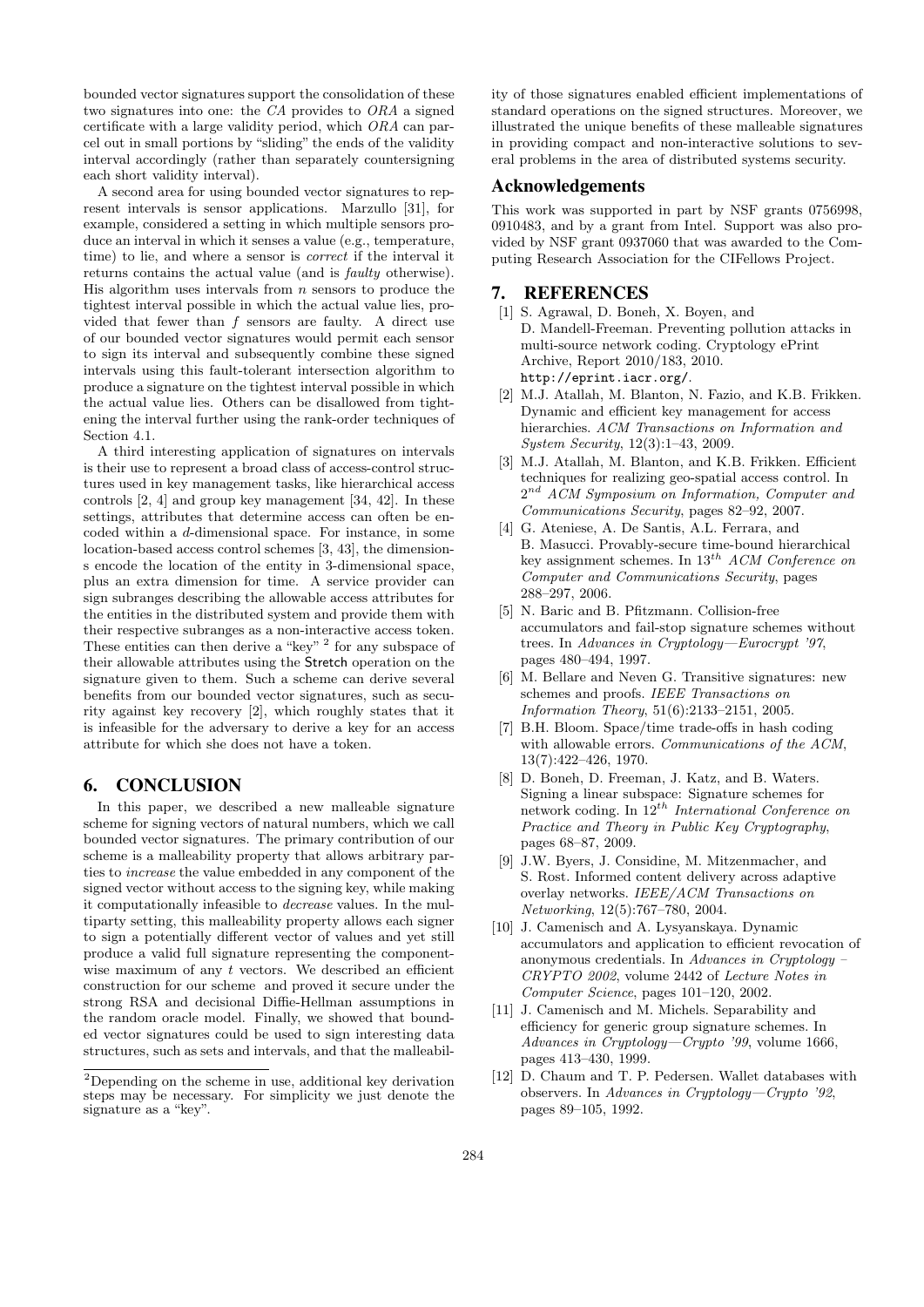bounded vector signatures support the consolidation of these two signatures into one: the *CA* provides to *ORA* a signed certificate with a large validity period, which *ORA* can parcel out in small portions by "sliding" the ends of the validity interval accordingly (rather than separately countersigning each short validity interval).

A second area for using bounded vector signatures to represent intervals is sensor applications. Marzullo [31], for example, considered a setting in which multiple sensors produce an interval in which it senses a value (e.g., temperature, time) to lie, and where a sensor is *correct* if the interval it returns contains the actual value (and is *faulty* otherwise). His algorithm uses intervals from $n$ sensors to produce the tightest interval possible in which the actual value lies, provided that fewer than $f$ sensors are faulty. A direct use of our bounded vector signatures would permit each sensor to sign its interval and subsequently combine these signed intervals using this fault-tolerant intersection algorithm to produce a signature on the tightest interval possible in which the actual value lies. Others can be disallowed from tightening the interval further using the rank-order techniques of Section 4.1.

A third interesting application of signatures on intervals is their use to represent a broad class of access-control structures used in key management tasks, like hierarchical access controls [2, 4] and group key management [34, 42]. In these settings, attributes that determine access can often be encoded within a $d$-dimensional space. For instance, in some location-based access control schemes [3, 43], the dimensions encode the location of the entity in 3-dimensional space, plus an extra dimension for time. A service provider can sign subranges describing the allowable access attributes for the entities in the distributed system and provide them with their respective subranges as a non-interactive access token. These entities can then derive a "key" [2] for any subspace of their allowable attributes using the Stretch operation on the signature given to them. Such a scheme can derive several benefits from our bounded vector signatures, such as security against key recovery [2], which roughly states that it is infeasible for the adversary to derive a key for an access attribute for which she does not have a token.

# 6. CONCLUSION

In this paper, we described a new malleable signature scheme for signing vectors of natural numbers, which we call bounded vector signatures. The primary contribution of our scheme is a malleability property that allows arbitrary parties to *increase* the value embedded in any component of the signed vector without access to the signing key, while making it computationally infeasible to *decrease* values. In the multiparty setting, this malleability property allows each signer to sign a potentially different vector of values and yet still produce a valid full signature representing the component-wise maximum of any $t$ vectors. We described an efficient construction for our scheme and proved it secure under the strong RSA and decisional Diffie-Hellman assumptions in the random oracle model. Finally, we showed that bounded vector signatures could be used to sign interesting data structures, such as sets and intervals, and that the malleability of those signatures enabled efficient implementations of standard operations on the signed structures. Moreover, we illustrated the unique benefits of these malleable signatures in providing compact and non-interactive solutions to several problems in the area of distributed systems security.

[2] Depending on the scheme in use, additional key derivation steps may be necessary. For simplicity we just denote the signature as a "key".

## Acknowledgements

This work was supported in part by NSF grants 0756998, 0910483, and by a grant from Intel. Support was also provided by NSF grant 0937060 that was awarded to the Computing Research Association for the CIFellows Project.

# 7. REFERENCES

[1] S. Agrawal, D. Boneh, X. Boyen, and D. Mandell-Freeman. Preventing pollution attacks in multi-source network coding. Cryptology ePrint Archive, Report 2010/183, 2010. http://eprint.iacr.org/.

[2] M.J. Atallah, M. Blanton, N. Fazio, and K.B. Frikken. Dynamic and efficient key management for access hierarchies. *ACM Transactions on Information and System Security*, 12(3):1–43, 2009.

[3] M.J. Atallah, M. Blanton, and K.B. Frikken. Efficient techniques for realizing geo-spatial access control. In $2^{nd}$ *ACM Symposium on Information, Computer and Communications Security*, pages 82–92, 2007.

[4] G. Ateniese, A. De Santis, A.L. Ferrara, and B. Masucci. Provably-secure time-bound hierarchical key assignment schemes. In $13^{th}$ *ACM Conference on Computer and Communications Security*, pages 288–297, 2006.

[5] N. Baric and B. Pfitzmann. Collision-free accumulators and fail-stop signature schemes without trees. In *Advances in Cryptology—Eurocrypt '97*, pages 480–494, 1997.

[6] M. Bellare and Neven G. Transitive signatures: new schemes and proofs. *IEEE Transactions on Information Theory*, 51(6):2133–2151, 2005.

[7] B.H. Bloom. Space/time trade-offs in hash coding with allowable errors. *Communications of the ACM*, 13(7):422–426, 1970.

[8] D. Boneh, D. Freeman, J. Katz, and B. Waters. Signing a linear subspace: Signature schemes for network coding. In $12^{th}$ *International Conference on Practice and Theory in Public Key Cryptography*, pages 68–87, 2009.

[9] J.W. Byers, J. Considine, M. Mitzenmacher, and S. Rost. Informed content delivery across adaptive overlay networks. *IEEE/ACM Transactions on Networking*, 12(5):767–780, 2004.

[10] J. Camenisch and A. Lysyanskaya. Dynamic accumulators and application to efficient revocation of anonymous credentials. In *Advances in Cryptology – CRYPTO 2002*, volume 2442 of *Lecture Notes in Computer Science*, pages 101–120, 2002.

[11] J. Camenisch and M. Michels. Separability and efficiency for generic group signature schemes. In *Advances in Cryptology—Crypto '99*, volume 1666, pages 413–430, 1999.

[12] D. Chaum and T. P. Pedersen. Wallet databases with observers. In *Advances in Cryptology—Crypto '92*, pages 89–105, 1992.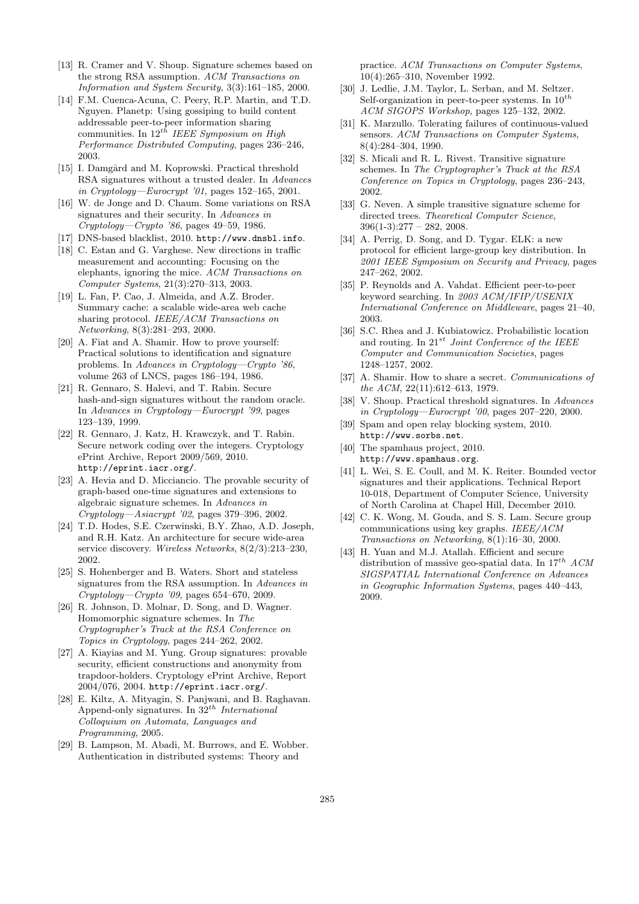[13] R. Cramer and V. Shoup. Signature schemes based on the strong RSA assumption. *ACM Transactions on Information and System Security*, 3(3):161–185, 2000.

[14] F.M. Cuenca-Acuna, C. Peery, R.P. Martin, and T.D. Nguyen. Planetp: Using gossiping to build content addressable peer-to-peer information sharing communities. In $12^{th}$ *IEEE Symposium on High Performance Distributed Computing*, pages 236–246, 2003.

[15] I. Damgård and M. Koprowski. Practical threshold RSA signatures without a trusted dealer. In *Advances in Cryptology—Eurocrypt '01*, pages 152–165, 2001.

[16] W. de Jonge and D. Chaum. Some variations on RSA signatures and their security. In *Advances in Cryptology—Crypto '86*, pages 49–59, 1986.

[17] DNS-based blacklist, 2010. http://www.dnsbl.info.

[18] C. Estan and G. Varghese. New directions in traffic measurement and accounting: Focusing on the elephants, ignoring the mice. *ACM Transactions on Computer Systems*, 21(3):270–313, 2003.

[19] L. Fan, P. Cao, J. Almeida, and A.Z. Broder. Summary cache: a scalable wide-area web cache sharing protocol. *IEEE/ACM Transactions on Networking*, 8(3):281–293, 2000.

[20] A. Fiat and A. Shamir. How to prove yourself: Practical solutions to identification and signature problems. In *Advances in Cryptology—Crypto '86*, volume 263 of LNCS, pages 186–194, 1986.

[21] R. Gennaro, S. Halevi, and T. Rabin. Secure hash-and-sign signatures without the random oracle. In *Advances in Cryptology—Eurocrypt '99*, pages 123–139, 1999.

[22] R. Gennaro, J. Katz, H. Krawczyk, and T. Rabin. Secure network coding over the integers. Cryptology ePrint Archive, Report 2009/569, 2010. http://eprint.iacr.org/.

[23] A. Hevia and D. Micciancio. The provable security of graph-based one-time signatures and extensions to algebraic signature schemes. In *Advances in Cryptology—Asiacrypt '02*, pages 379–396, 2002.

[24] T.D. Hodes, S.E. Czerwinski, B.Y. Zhao, A.D. Joseph, and R.H. Katz. An architecture for secure wide-area service discovery. *Wireless Networks*, 8(2/3):213–230, 2002.

[25] S. Hohenberger and B. Waters. Short and stateless signatures from the RSA assumption. In *Advances in Cryptology—Crypto '09*, pages 654–670, 2009.

[26] R. Johnson, D. Molnar, D. Song, and D. Wagner. Homomorphic signature schemes. In *The Cryptographer's Track at the RSA Conference on Topics in Cryptology*, pages 244–262, 2002.

[27] A. Kiayias and M. Yung. Group signatures: provable security, efficient constructions and anonymity from trapdoor-holders. Cryptology ePrint Archive, Report 2004/076, 2004. http://eprint.iacr.org/.

[28] E. Kiltz, A. Mityagin, S. Panjwani, and B. Raghavan. Append-only signatures. In $32^{th}$ *International Colloquium on Automata, Languages and Programming*, 2005.

[29] B. Lampson, M. Abadi, M. Burrows, and E. Wobber. Authentication in distributed systems: Theory and practice. *ACM Transactions on Computer Systems*, 10(4):265–310, November 1992.

[30] J. Ledlie, J.M. Taylor, L. Serban, and M. Seltzer. Self-organization in peer-to-peer systems. In $10^{th}$ *ACM SIGOPS Workshop*, pages 125–132, 2002.

[31] K. Marzullo. Tolerating failures of continuous-valued sensors. *ACM Transactions on Computer Systems*, 8(4):284–304, 1990.

[32] S. Micali and R. L. Rivest. Transitive signature schemes. In *The Cryptographer's Track at the RSA Conference on Topics in Cryptology*, pages 236–243, 2002.

[33] G. Neven. A simple transitive signature scheme for directed trees. *Theoretical Computer Science*, 396(1-3):277 – 282, 2008.

[34] A. Perrig, D. Song, and D. Tygar. ELK: a new protocol for efficient large-group key distribution. In *2001 IEEE Symposium on Security and Privacy*, pages 247–262, 2002.

[35] P. Reynolds and A. Vahdat. Efficient peer-to-peer keyword searching. In *2003 ACM/IFIP/USENIX International Conference on Middleware*, pages 21–40, 2003.

[36] S.C. Rhea and J. Kubiatowicz. Probabilistic location and routing. In $21^{st}$ *Joint Conference of the IEEE Computer and Communication Societies*, pages 1248–1257, 2002.

[37] A. Shamir. How to share a secret. *Communications of the ACM*, 22(11):612–613, 1979.

[38] V. Shoup. Practical threshold signatures. In *Advances in Cryptology—Eurocrypt '00*, pages 207–220, 2000.

[39] Spam and open relay blocking system, 2010. http://www.sorbs.net.

[40] The spamhaus project, 2010. http://www.spamhaus.org.

[41] L. Wei, S. E. Coull, and M. K. Reiter. Bounded vector signatures and their applications. Technical Report 10-018, Department of Computer Science, University of North Carolina at Chapel Hill, December 2010.

[42] C. K. Wong, M. Gouda, and S. S. Lam. Secure group communications using key graphs. *IEEE/ACM Transactions on Networking*, 8(1):16–30, 2000.

[43] H. Yuan and M.J. Atallah. Efficient and secure distribution of massive geo-spatial data. In $17^{th}$ *ACM SIGSPATIAL International Conference on Advances in Geographic Information Systems*, pages 440–443, 2009.